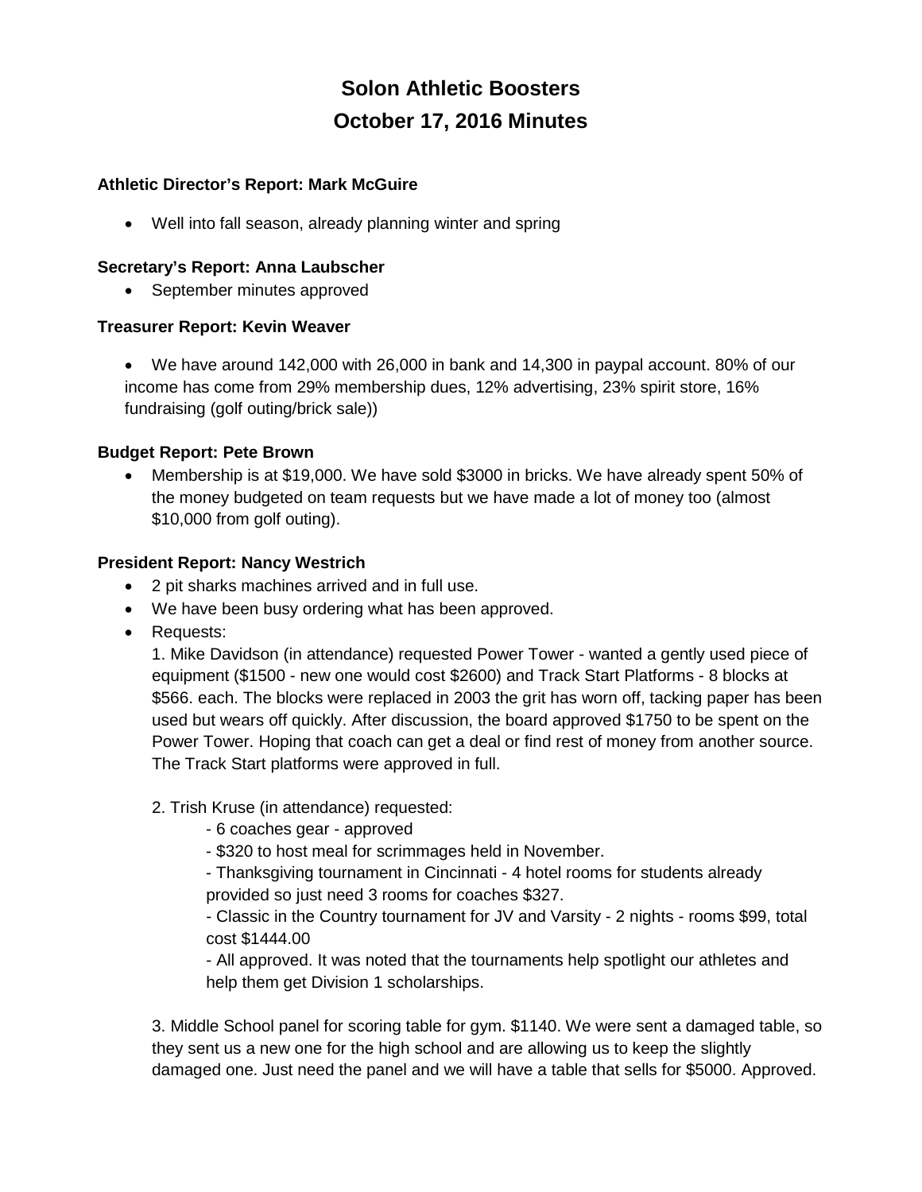# Solon Athletic Boosters
# October 17, 2016 Minutes

**Athletic Director's Report: Mark McGuire**

- Well into fall season, already planning winter and spring

**Secretary's Report: Anna Laubscher**

- September minutes approved

**Treasurer Report: Kevin Weaver**

- We have around 142,000 with 26,000 in bank and 14,300 in paypal account. 80% of our income has come from 29% membership dues, 12% advertising, 23% spirit store, 16% fundraising (golf outing/brick sale))

**Budget Report: Pete Brown**

- Membership is at $19,000. We have sold $3000 in bricks. We have already spent 50% of the money budgeted on team requests but we have made a lot of money too (almost $10,000 from golf outing).

**President Report: Nancy Westrich**

- 2 pit sharks machines arrived and in full use.
- We have been busy ordering what has been approved.
- Requests:

  1. Mike Davidson (in attendance) requested Power Tower - wanted a gently used piece of equipment ($1500 - new one would cost $2600) and Track Start Platforms - 8 blocks at $566. each. The blocks were replaced in 2003 the grit has worn off, tacking paper has been used but wears off quickly. After discussion, the board approved $1750 to be spent on the Power Tower. Hoping that coach can get a deal or find rest of money from another source. The Track Start platforms were approved in full.

  2. Trish Kruse (in attendance) requested:
     - 6 coaches gear - approved
     - $320 to host meal for scrimmages held in November.
     - Thanksgiving tournament in Cincinnati - 4 hotel rooms for students already provided so just need 3 rooms for coaches $327.
     - Classic in the Country tournament for JV and Varsity - 2 nights - rooms $99, total cost $1444.00
     - All approved. It was noted that the tournaments help spotlight our athletes and help them get Division 1 scholarships.

  3. Middle School panel for scoring table for gym. $1140. We were sent a damaged table, so they sent us a new one for the high school and are allowing us to keep the slightly damaged one. Just need the panel and we will have a table that sells for $5000. Approved.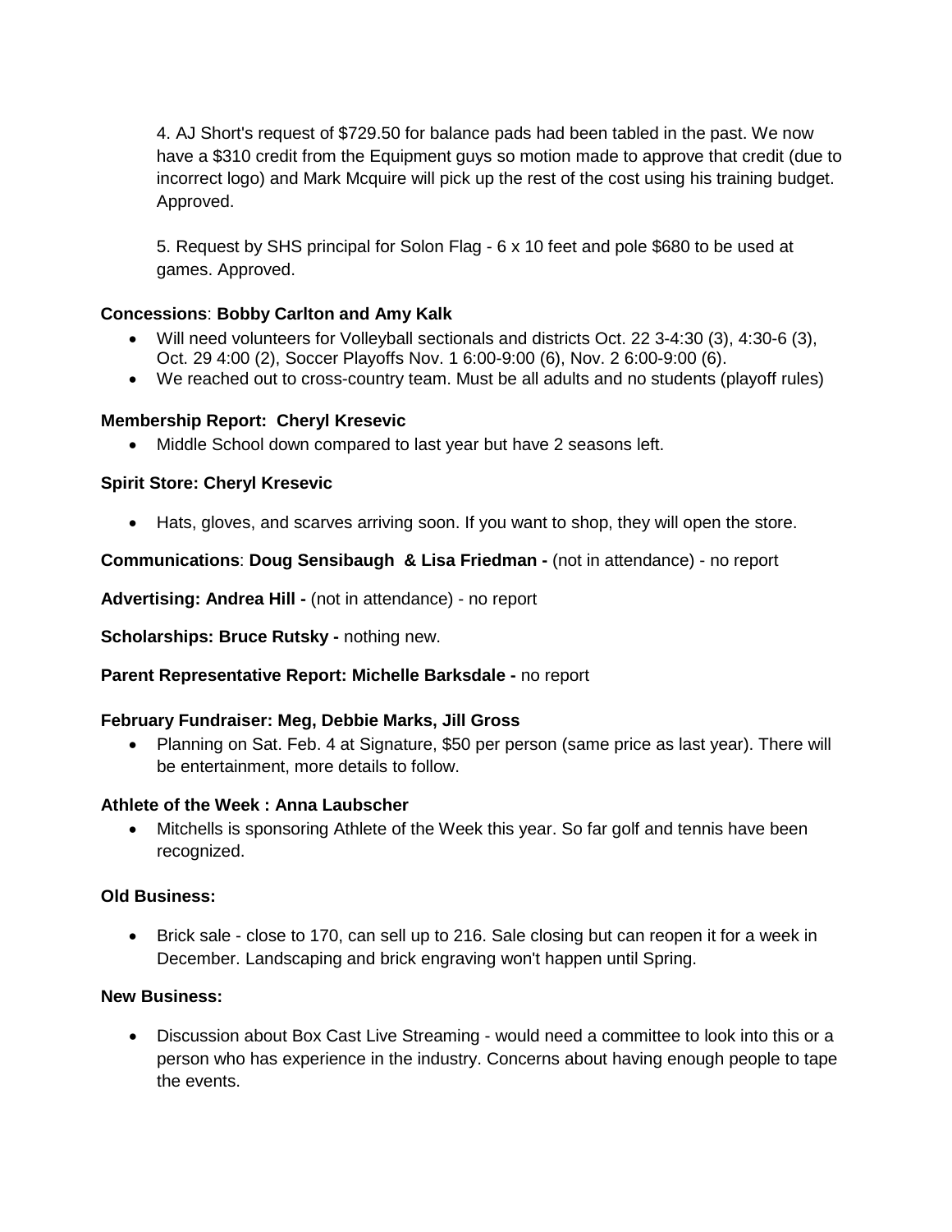4. AJ Short's request of $729.50 for balance pads had been tabled in the past. We now have a $310 credit from the Equipment guys so motion made to approve that credit (due to incorrect logo) and Mark Mcquire will pick up the rest of the cost using his training budget. Approved.

5. Request by SHS principal for Solon Flag - 6 x 10 feet and pole $680 to be used at games. Approved.

**Concessions**: **Bobby Carlton and Amy Kalk**

- Will need volunteers for Volleyball sectionals and districts Oct. 22 3-4:30 (3), 4:30-6 (3), Oct. 29 4:00 (2), Soccer Playoffs Nov. 1 6:00-9:00 (6), Nov. 2 6:00-9:00 (6).
- We reached out to cross-country team. Must be all adults and no students (playoff rules)

**Membership Report: Cheryl Kresevic**

- Middle School down compared to last year but have 2 seasons left.

**Spirit Store: Cheryl Kresevic**

- Hats, gloves, and scarves arriving soon. If you want to shop, they will open the store.

**Communications**: **Doug Sensibaugh & Lisa Friedman -** (not in attendance) - no report

**Advertising: Andrea Hill -** (not in attendance) - no report

**Scholarships: Bruce Rutsky -** nothing new.

**Parent Representative Report: Michelle Barksdale -** no report

**February Fundraiser: Meg, Debbie Marks, Jill Gross**

- Planning on Sat. Feb. 4 at Signature, $50 per person (same price as last year). There will be entertainment, more details to follow.

**Athlete of the Week : Anna Laubscher**

- Mitchells is sponsoring Athlete of the Week this year. So far golf and tennis have been recognized.

**Old Business:**

- Brick sale - close to 170, can sell up to 216. Sale closing but can reopen it for a week in December. Landscaping and brick engraving won't happen until Spring.

**New Business:**

- Discussion about Box Cast Live Streaming - would need a committee to look into this or a person who has experience in the industry. Concerns about having enough people to tape the events.